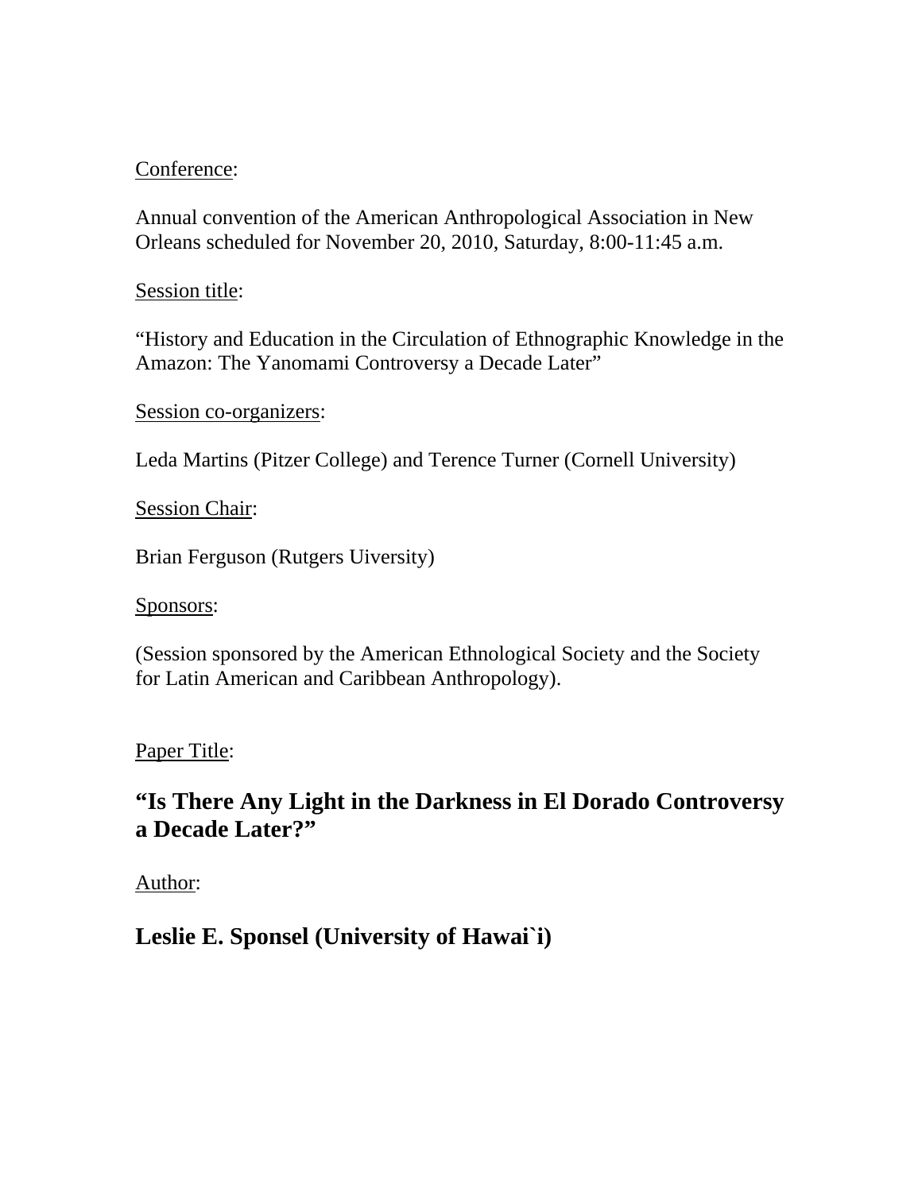<u>Conference</u>:

Annual convention of the American Anthropological Association in New Orleans scheduled for November 20, 2010, Saturday, 8:00-11:45 a.m.

<u>Session title</u>:

"History and Education in the Circulation of Ethnographic Knowledge in the Amazon: The Yanomami Controversy a Decade Later"

<u>Session co-organizers</u>:

Leda Martins (Pitzer College) and Terence Turner (Cornell University)

<u>Session Chair</u>:

Brian Ferguson (Rutgers Uiversity)

<u>Sponsors</u>:

(Session sponsored by the American Ethnological Society and the Society for Latin American and Caribbean Anthropology).

<u>Paper Title</u>:

## "Is There Any Light in the Darkness in El Dorado Controversy a Decade Later?"

<u>Author</u>:

## Leslie E. Sponsel (University of Hawai`i)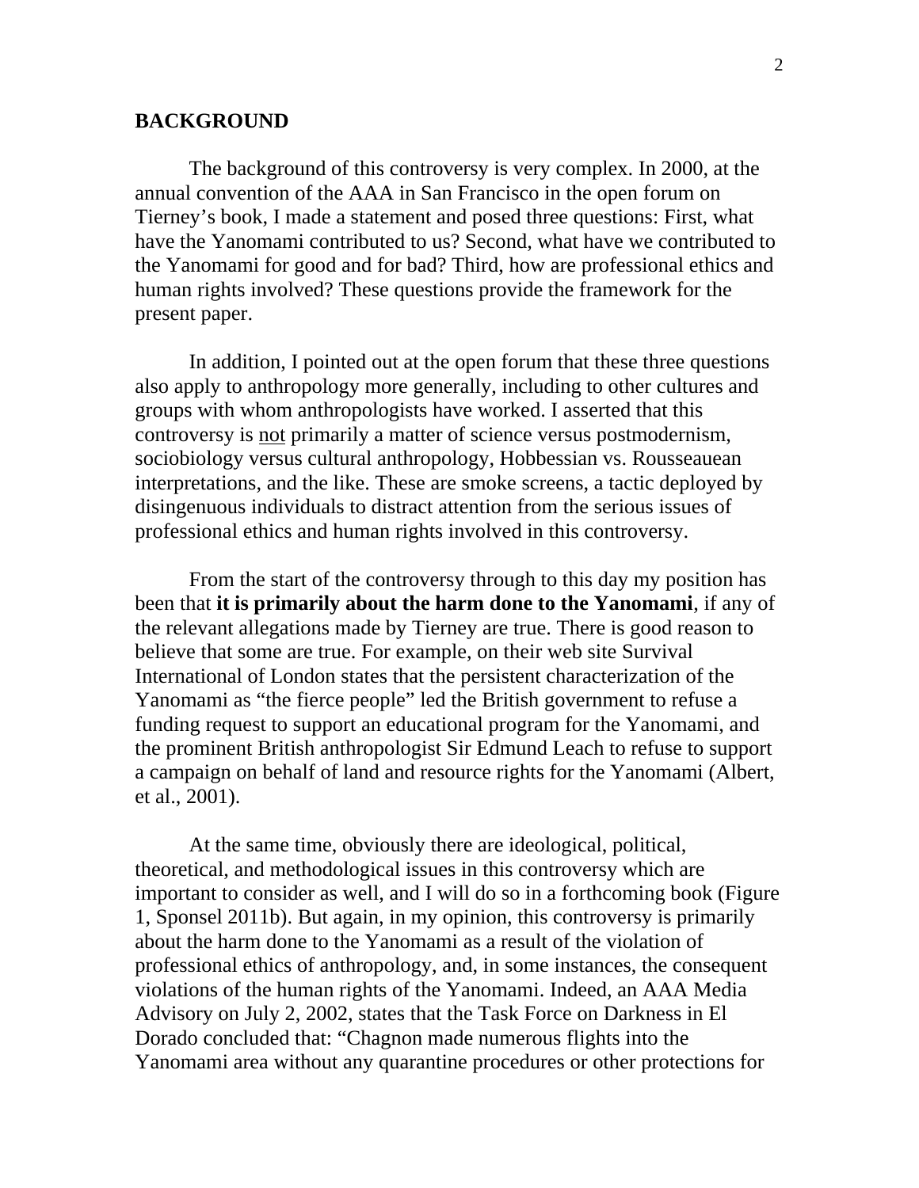## BACKGROUND

The background of this controversy is very complex. In 2000, at the annual convention of the AAA in San Francisco in the open forum on Tierney's book, I made a statement and posed three questions: First, what have the Yanomami contributed to us? Second, what have we contributed to the Yanomami for good and for bad? Third, how are professional ethics and human rights involved? These questions provide the framework for the present paper.

In addition, I pointed out at the open forum that these three questions also apply to anthropology more generally, including to other cultures and groups with whom anthropologists have worked. I asserted that this controversy is <u>not</u> primarily a matter of science versus postmodernism, sociobiology versus cultural anthropology, Hobbessian vs. Rousseauean interpretations, and the like. These are smoke screens, a tactic deployed by disingenuous individuals to distract attention from the serious issues of professional ethics and human rights involved in this controversy.

From the start of the controversy through to this day my position has been that **it is primarily about the harm done to the Yanomami**, if any of the relevant allegations made by Tierney are true. There is good reason to believe that some are true. For example, on their web site Survival International of London states that the persistent characterization of the Yanomami as "the fierce people" led the British government to refuse a funding request to support an educational program for the Yanomami, and the prominent British anthropologist Sir Edmund Leach to refuse to support a campaign on behalf of land and resource rights for the Yanomami (Albert, et al., 2001).

At the same time, obviously there are ideological, political, theoretical, and methodological issues in this controversy which are important to consider as well, and I will do so in a forthcoming book (Figure 1, Sponsel 2011b). But again, in my opinion, this controversy is primarily about the harm done to the Yanomami as a result of the violation of professional ethics of anthropology, and, in some instances, the consequent violations of the human rights of the Yanomami. Indeed, an AAA Media Advisory on July 2, 2002, states that the Task Force on Darkness in El Dorado concluded that: "Chagnon made numerous flights into the Yanomami area without any quarantine procedures or other protections for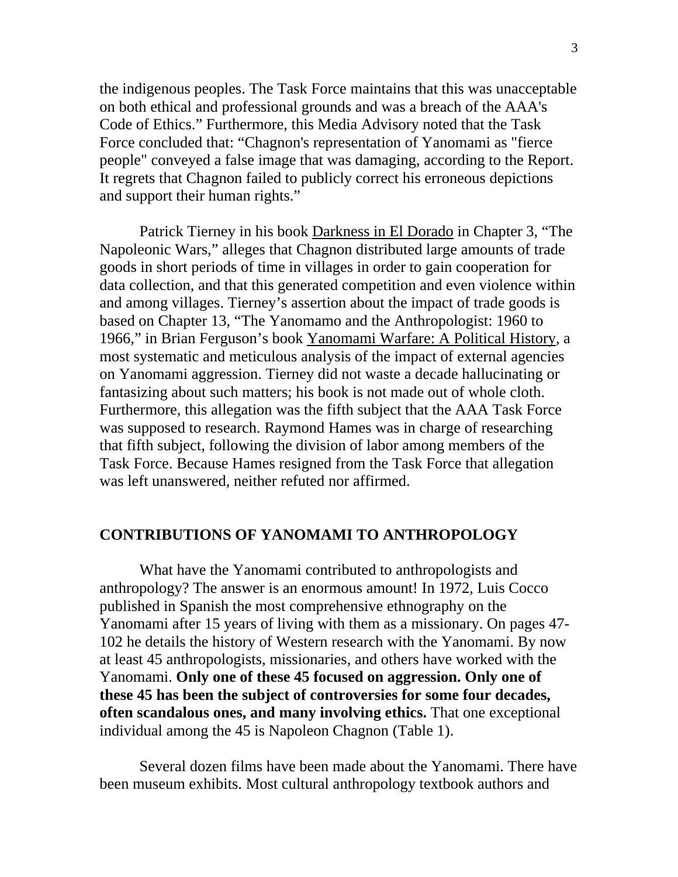the indigenous peoples. The Task Force maintains that this was unacceptable on both ethical and professional grounds and was a breach of the AAA's Code of Ethics." Furthermore, this Media Advisory noted that the Task Force concluded that: "Chagnon's representation of Yanomami as "fierce people" conveyed a false image that was damaging, according to the Report. It regrets that Chagnon failed to publicly correct his erroneous depictions and support their human rights."

Patrick Tierney in his book Darkness in El Dorado in Chapter 3, "The Napoleonic Wars," alleges that Chagnon distributed large amounts of trade goods in short periods of time in villages in order to gain cooperation for data collection, and that this generated competition and even violence within and among villages. Tierney's assertion about the impact of trade goods is based on Chapter 13, "The Yanomamo and the Anthropologist: 1960 to 1966," in Brian Ferguson's book Yanomami Warfare: A Political History, a most systematic and meticulous analysis of the impact of external agencies on Yanomami aggression. Tierney did not waste a decade hallucinating or fantasizing about such matters; his book is not made out of whole cloth. Furthermore, this allegation was the fifth subject that the AAA Task Force was supposed to research. Raymond Hames was in charge of researching that fifth subject, following the division of labor among members of the Task Force. Because Hames resigned from the Task Force that allegation was left unanswered, neither refuted nor affirmed.

## CONTRIBUTIONS OF YANOMAMI TO ANTHROPOLOGY

What have the Yanomami contributed to anthropologists and anthropology? The answer is an enormous amount! In 1972, Luis Cocco published in Spanish the most comprehensive ethnography on the Yanomami after 15 years of living with them as a missionary. On pages 47-102 he details the history of Western research with the Yanomami. By now at least 45 anthropologists, missionaries, and others have worked with the Yanomami. **Only one of these 45 focused on aggression. Only one of these 45 has been the subject of controversies for some four decades, often scandalous ones, and many involving ethics.** That one exceptional individual among the 45 is Napoleon Chagnon (Table 1).

Several dozen films have been made about the Yanomami. There have been museum exhibits. Most cultural anthropology textbook authors and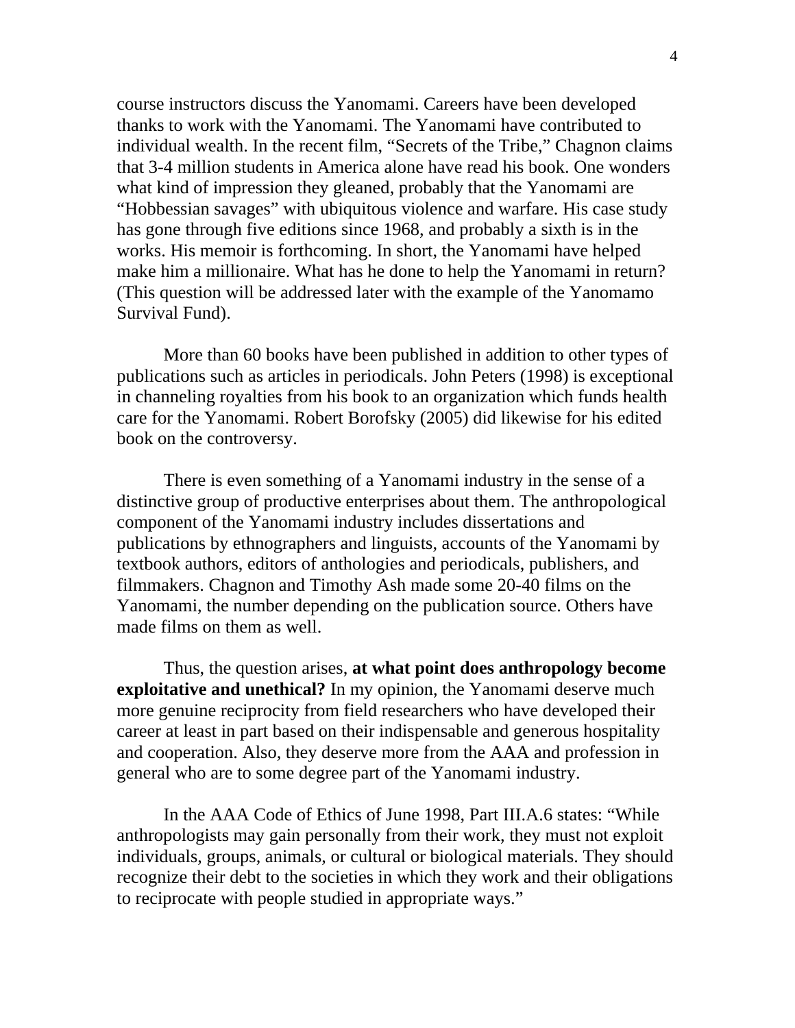course instructors discuss the Yanomami. Careers have been developed thanks to work with the Yanomami. The Yanomami have contributed to individual wealth. In the recent film, "Secrets of the Tribe," Chagnon claims that 3-4 million students in America alone have read his book. One wonders what kind of impression they gleaned, probably that the Yanomami are "Hobbessian savages" with ubiquitous violence and warfare. His case study has gone through five editions since 1968, and probably a sixth is in the works. His memoir is forthcoming. In short, the Yanomami have helped make him a millionaire. What has he done to help the Yanomami in return? (This question will be addressed later with the example of the Yanomamo Survival Fund).

More than 60 books have been published in addition to other types of publications such as articles in periodicals. John Peters (1998) is exceptional in channeling royalties from his book to an organization which funds health care for the Yanomami. Robert Borofsky (2005) did likewise for his edited book on the controversy.

There is even something of a Yanomami industry in the sense of a distinctive group of productive enterprises about them. The anthropological component of the Yanomami industry includes dissertations and publications by ethnographers and linguists, accounts of the Yanomami by textbook authors, editors of anthologies and periodicals, publishers, and filmmakers. Chagnon and Timothy Ash made some 20-40 films on the Yanomami, the number depending on the publication source. Others have made films on them as well.

Thus, the question arises, **at what point does anthropology become exploitative and unethical?** In my opinion, the Yanomami deserve much more genuine reciprocity from field researchers who have developed their career at least in part based on their indispensable and generous hospitality and cooperation. Also, they deserve more from the AAA and profession in general who are to some degree part of the Yanomami industry.

In the AAA Code of Ethics of June 1998, Part III.A.6 states: "While anthropologists may gain personally from their work, they must not exploit individuals, groups, animals, or cultural or biological materials. They should recognize their debt to the societies in which they work and their obligations to reciprocate with people studied in appropriate ways."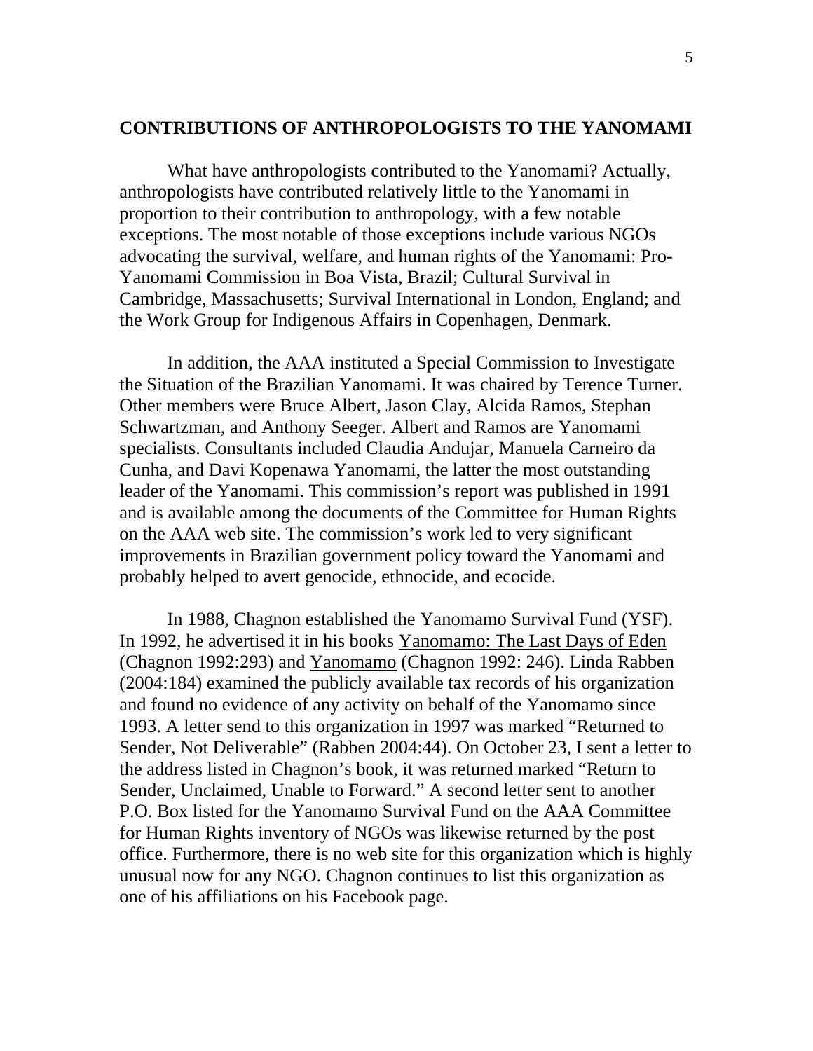## CONTRIBUTIONS OF ANTHROPOLOGISTS TO THE YANOMAMI

What have anthropologists contributed to the Yanomami? Actually, anthropologists have contributed relatively little to the Yanomami in proportion to their contribution to anthropology, with a few notable exceptions. The most notable of those exceptions include various NGOs advocating the survival, welfare, and human rights of the Yanomami: Pro-Yanomami Commission in Boa Vista, Brazil; Cultural Survival in Cambridge, Massachusetts; Survival International in London, England; and the Work Group for Indigenous Affairs in Copenhagen, Denmark.

In addition, the AAA instituted a Special Commission to Investigate the Situation of the Brazilian Yanomami. It was chaired by Terence Turner. Other members were Bruce Albert, Jason Clay, Alcida Ramos, Stephan Schwartzman, and Anthony Seeger. Albert and Ramos are Yanomami specialists. Consultants included Claudia Andujar, Manuela Carneiro da Cunha, and Davi Kopenawa Yanomami, the latter the most outstanding leader of the Yanomami. This commission's report was published in 1991 and is available among the documents of the Committee for Human Rights on the AAA web site. The commission's work led to very significant improvements in Brazilian government policy toward the Yanomami and probably helped to avert genocide, ethnocide, and ecocide.

In 1988, Chagnon established the Yanomamo Survival Fund (YSF). In 1992, he advertised it in his books Yanomamo: The Last Days of Eden (Chagnon 1992:293) and Yanomamo (Chagnon 1992: 246). Linda Rabben (2004:184) examined the publicly available tax records of his organization and found no evidence of any activity on behalf of the Yanomamo since 1993. A letter send to this organization in 1997 was marked "Returned to Sender, Not Deliverable" (Rabben 2004:44). On October 23, I sent a letter to the address listed in Chagnon's book, it was returned marked "Return to Sender, Unclaimed, Unable to Forward." A second letter sent to another P.O. Box listed for the Yanomamo Survival Fund on the AAA Committee for Human Rights inventory of NGOs was likewise returned by the post office. Furthermore, there is no web site for this organization which is highly unusual now for any NGO. Chagnon continues to list this organization as one of his affiliations on his Facebook page.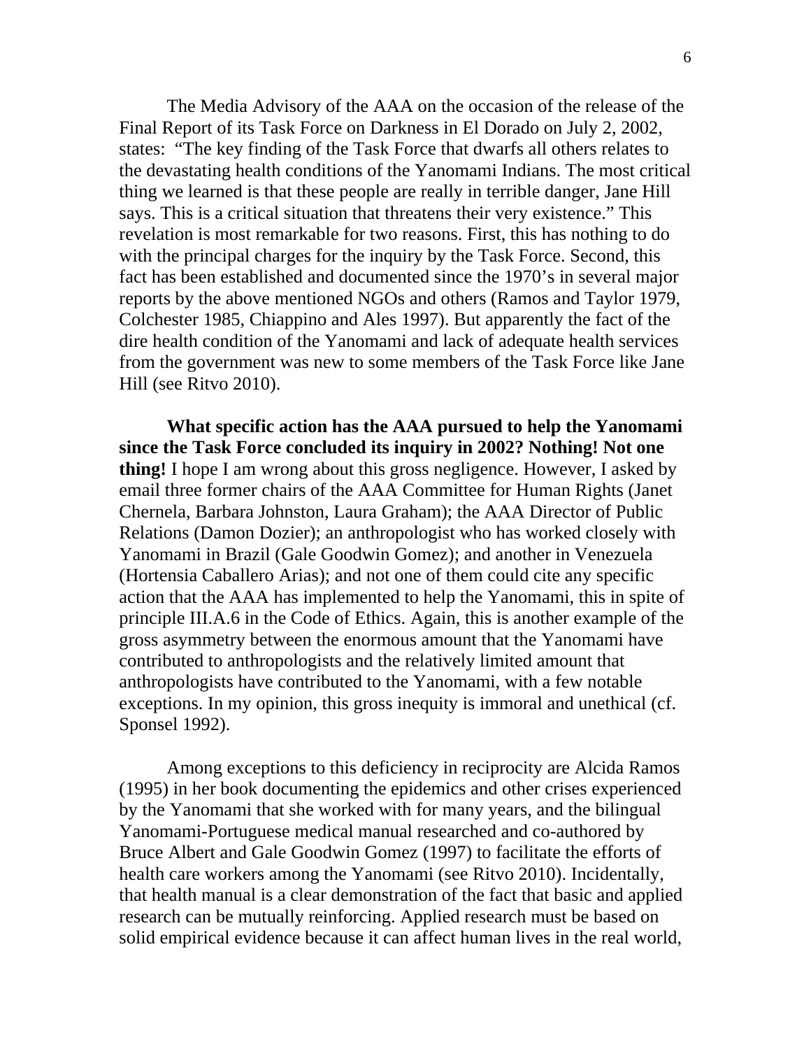The Media Advisory of the AAA on the occasion of the release of the Final Report of its Task Force on Darkness in El Dorado on July 2, 2002, states: "The key finding of the Task Force that dwarfs all others relates to the devastating health conditions of the Yanomami Indians. The most critical thing we learned is that these people are really in terrible danger, Jane Hill says. This is a critical situation that threatens their very existence." This revelation is most remarkable for two reasons. First, this has nothing to do with the principal charges for the inquiry by the Task Force. Second, this fact has been established and documented since the 1970's in several major reports by the above mentioned NGOs and others (Ramos and Taylor 1979, Colchester 1985, Chiappino and Ales 1997). But apparently the fact of the dire health condition of the Yanomami and lack of adequate health services from the government was new to some members of the Task Force like Jane Hill (see Ritvo 2010).

**What specific action has the AAA pursued to help the Yanomami since the Task Force concluded its inquiry in 2002? Nothing! Not one thing!** I hope I am wrong about this gross negligence. However, I asked by email three former chairs of the AAA Committee for Human Rights (Janet Chernela, Barbara Johnston, Laura Graham); the AAA Director of Public Relations (Damon Dozier); an anthropologist who has worked closely with Yanomami in Brazil (Gale Goodwin Gomez); and another in Venezuela (Hortensia Caballero Arias); and not one of them could cite any specific action that the AAA has implemented to help the Yanomami, this in spite of principle III.A.6 in the Code of Ethics. Again, this is another example of the gross asymmetry between the enormous amount that the Yanomami have contributed to anthropologists and the relatively limited amount that anthropologists have contributed to the Yanomami, with a few notable exceptions. In my opinion, this gross inequity is immoral and unethical (cf. Sponsel 1992).

Among exceptions to this deficiency in reciprocity are Alcida Ramos (1995) in her book documenting the epidemics and other crises experienced by the Yanomami that she worked with for many years, and the bilingual Yanomami-Portuguese medical manual researched and co-authored by Bruce Albert and Gale Goodwin Gomez (1997) to facilitate the efforts of health care workers among the Yanomami (see Ritvo 2010). Incidentally, that health manual is a clear demonstration of the fact that basic and applied research can be mutually reinforcing. Applied research must be based on solid empirical evidence because it can affect human lives in the real world,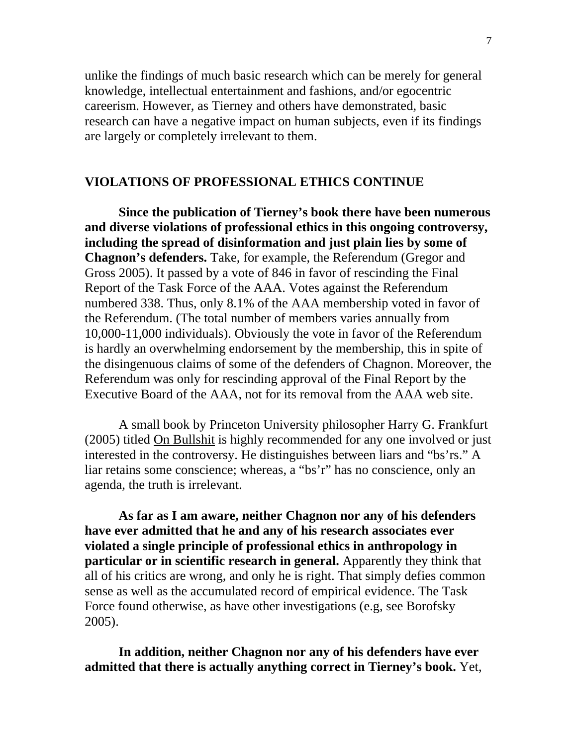unlike the findings of much basic research which can be merely for general knowledge, intellectual entertainment and fashions, and/or egocentric careerism. However, as Tierney and others have demonstrated, basic research can have a negative impact on human subjects, even if its findings are largely or completely irrelevant to them.

## VIOLATIONS OF PROFESSIONAL ETHICS CONTINUE

**Since the publication of Tierney's book there have been numerous and diverse violations of professional ethics in this ongoing controversy, including the spread of disinformation and just plain lies by some of Chagnon's defenders.** Take, for example, the Referendum (Gregor and Gross 2005). It passed by a vote of 846 in favor of rescinding the Final Report of the Task Force of the AAA. Votes against the Referendum numbered 338. Thus, only 8.1% of the AAA membership voted in favor of the Referendum. (The total number of members varies annually from 10,000-11,000 individuals). Obviously the vote in favor of the Referendum is hardly an overwhelming endorsement by the membership, this in spite of the disingenuous claims of some of the defenders of Chagnon. Moreover, the Referendum was only for rescinding approval of the Final Report by the Executive Board of the AAA, not for its removal from the AAA web site.

A small book by Princeton University philosopher Harry G. Frankfurt (2005) titled On Bullshit is highly recommended for any one involved or just interested in the controversy. He distinguishes between liars and "bs'rs." A liar retains some conscience; whereas, a "bs'r" has no conscience, only an agenda, the truth is irrelevant.

**As far as I am aware, neither Chagnon nor any of his defenders have ever admitted that he and any of his research associates ever violated a single principle of professional ethics in anthropology in particular or in scientific research in general.** Apparently they think that all of his critics are wrong, and only he is right. That simply defies common sense as well as the accumulated record of empirical evidence. The Task Force found otherwise, as have other investigations (e.g, see Borofsky 2005).

**In addition, neither Chagnon nor any of his defenders have ever admitted that there is actually anything correct in Tierney's book.** Yet,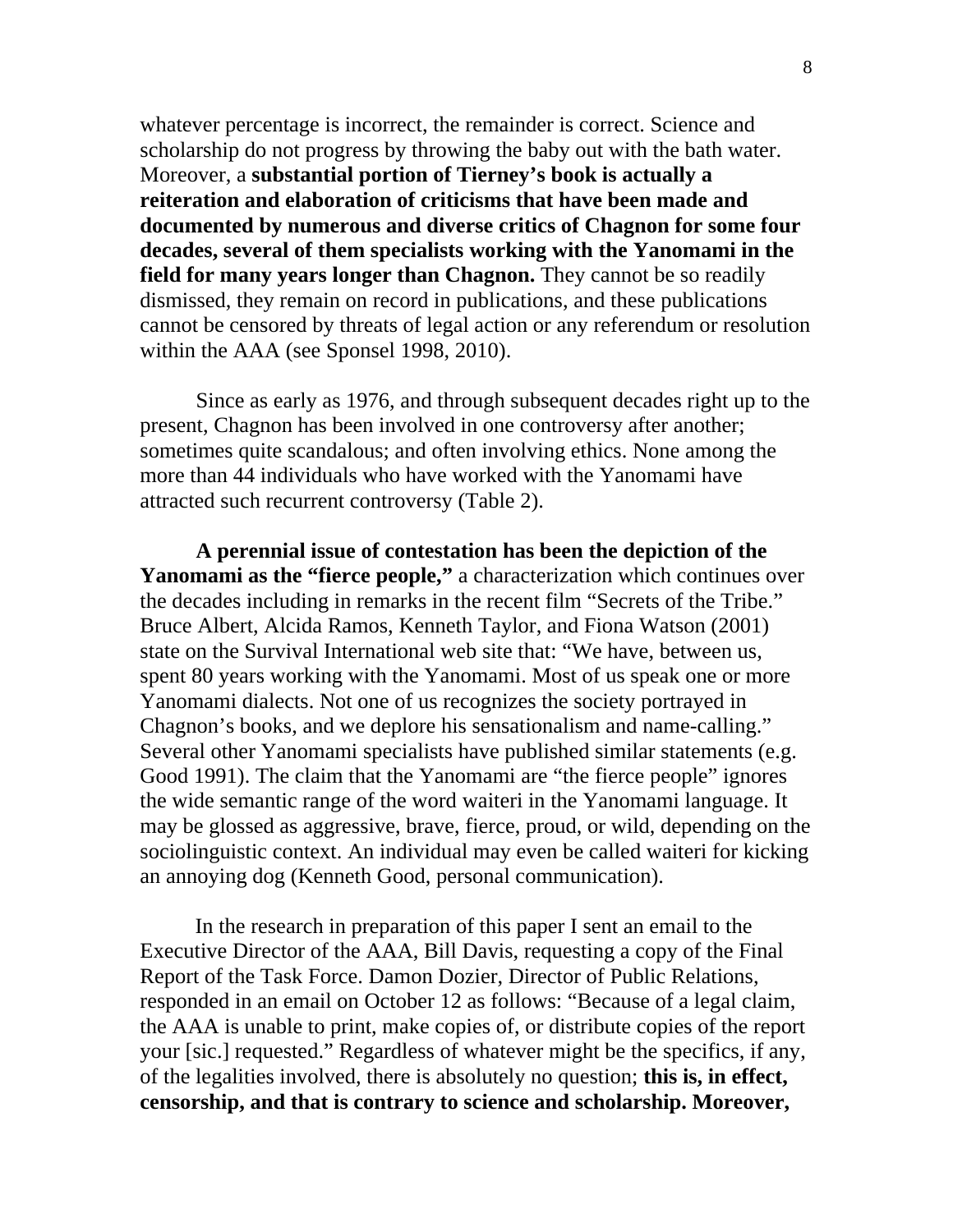whatever percentage is incorrect, the remainder is correct. Science and scholarship do not progress by throwing the baby out with the bath water. Moreover, a **substantial portion of Tierney's book is actually a reiteration and elaboration of criticisms that have been made and documented by numerous and diverse critics of Chagnon for some four decades, several of them specialists working with the Yanomami in the field for many years longer than Chagnon.** They cannot be so readily dismissed, they remain on record in publications, and these publications cannot be censored by threats of legal action or any referendum or resolution within the AAA (see Sponsel 1998, 2010).

Since as early as 1976, and through subsequent decades right up to the present, Chagnon has been involved in one controversy after another; sometimes quite scandalous; and often involving ethics. None among the more than 44 individuals who have worked with the Yanomami have attracted such recurrent controversy (Table 2).

**A perennial issue of contestation has been the depiction of the Yanomami as the "fierce people,"** a characterization which continues over the decades including in remarks in the recent film "Secrets of the Tribe." Bruce Albert, Alcida Ramos, Kenneth Taylor, and Fiona Watson (2001) state on the Survival International web site that: "We have, between us, spent 80 years working with the Yanomami. Most of us speak one or more Yanomami dialects. Not one of us recognizes the society portrayed in Chagnon's books, and we deplore his sensationalism and name-calling." Several other Yanomami specialists have published similar statements (e.g. Good 1991). The claim that the Yanomami are "the fierce people" ignores the wide semantic range of the word waiteri in the Yanomami language. It may be glossed as aggressive, brave, fierce, proud, or wild, depending on the sociolinguistic context. An individual may even be called waiteri for kicking an annoying dog (Kenneth Good, personal communication).

In the research in preparation of this paper I sent an email to the Executive Director of the AAA, Bill Davis, requesting a copy of the Final Report of the Task Force. Damon Dozier, Director of Public Relations, responded in an email on October 12 as follows: "Because of a legal claim, the AAA is unable to print, make copies of, or distribute copies of the report your [sic.] requested." Regardless of whatever might be the specifics, if any, of the legalities involved, there is absolutely no question; **this is, in effect, censorship, and that is contrary to science and scholarship. Moreover,**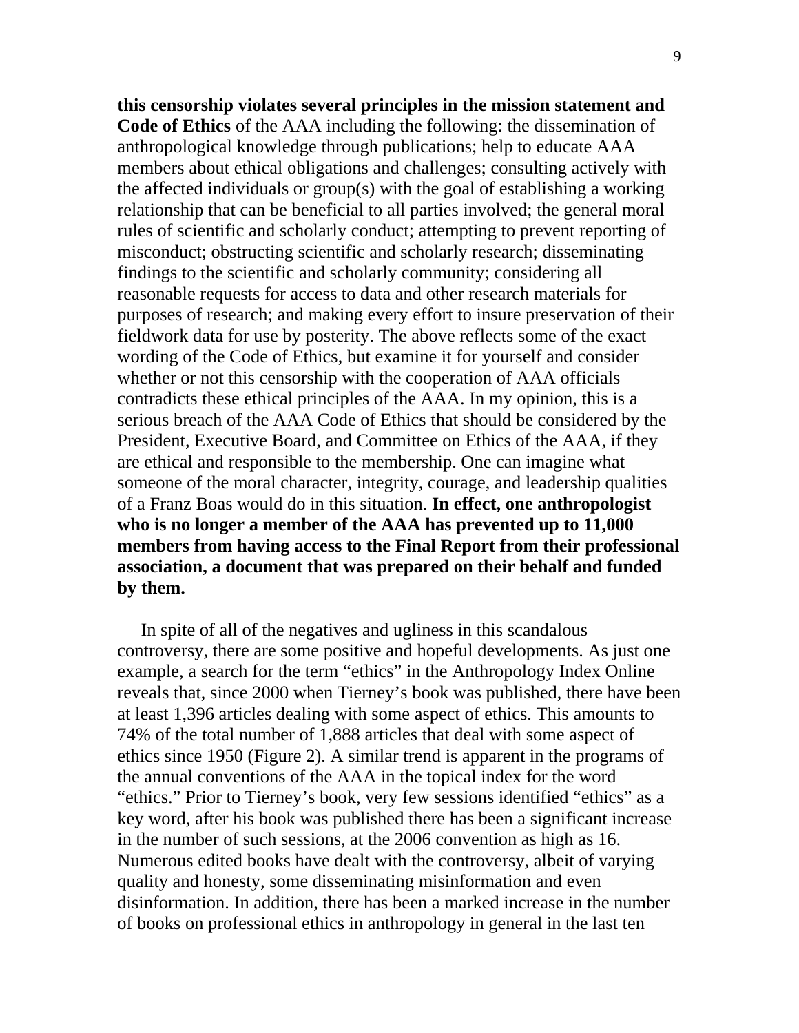**this censorship violates several principles in the mission statement and Code of Ethics** of the AAA including the following: the dissemination of anthropological knowledge through publications; help to educate AAA members about ethical obligations and challenges; consulting actively with the affected individuals or group(s) with the goal of establishing a working relationship that can be beneficial to all parties involved; the general moral rules of scientific and scholarly conduct; attempting to prevent reporting of misconduct; obstructing scientific and scholarly research; disseminating findings to the scientific and scholarly community; considering all reasonable requests for access to data and other research materials for purposes of research; and making every effort to insure preservation of their fieldwork data for use by posterity. The above reflects some of the exact wording of the Code of Ethics, but examine it for yourself and consider whether or not this censorship with the cooperation of AAA officials contradicts these ethical principles of the AAA. In my opinion, this is a serious breach of the AAA Code of Ethics that should be considered by the President, Executive Board, and Committee on Ethics of the AAA, if they are ethical and responsible to the membership. One can imagine what someone of the moral character, integrity, courage, and leadership qualities of a Franz Boas would do in this situation. **In effect, one anthropologist who is no longer a member of the AAA has prevented up to 11,000 members from having access to the Final Report from their professional association, a document that was prepared on their behalf and funded by them.**

In spite of all of the negatives and ugliness in this scandalous controversy, there are some positive and hopeful developments. As just one example, a search for the term "ethics" in the Anthropology Index Online reveals that, since 2000 when Tierney's book was published, there have been at least 1,396 articles dealing with some aspect of ethics. This amounts to 74% of the total number of 1,888 articles that deal with some aspect of ethics since 1950 (Figure 2). A similar trend is apparent in the programs of the annual conventions of the AAA in the topical index for the word "ethics." Prior to Tierney's book, very few sessions identified "ethics" as a key word, after his book was published there has been a significant increase in the number of such sessions, at the 2006 convention as high as 16. Numerous edited books have dealt with the controversy, albeit of varying quality and honesty, some disseminating misinformation and even disinformation. In addition, there has been a marked increase in the number of books on professional ethics in anthropology in general in the last ten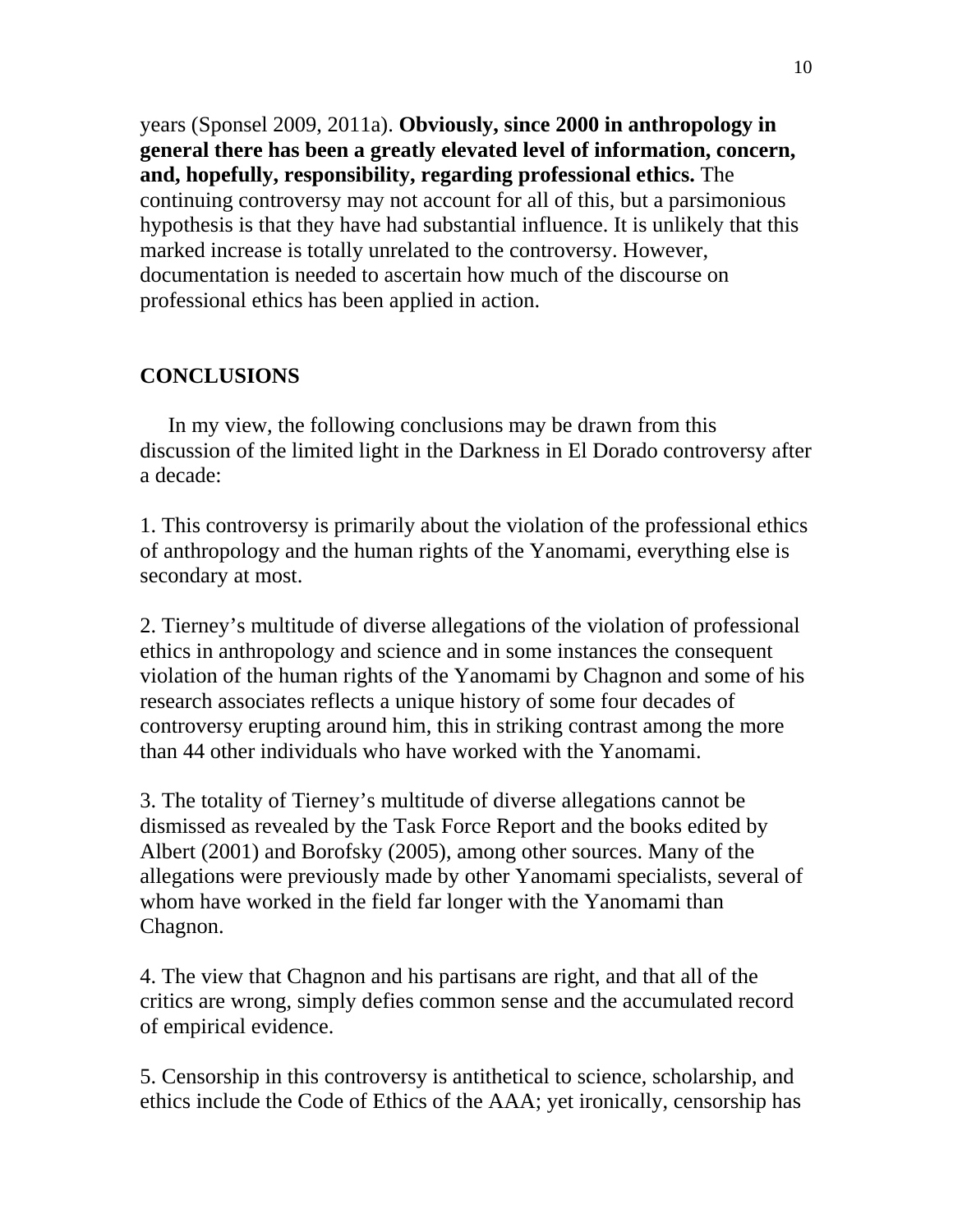years (Sponsel 2009, 2011a). **Obviously, since 2000 in anthropology in general there has been a greatly elevated level of information, concern, and, hopefully, responsibility, regarding professional ethics.** The continuing controversy may not account for all of this, but a parsimonious hypothesis is that they have had substantial influence. It is unlikely that this marked increase is totally unrelated to the controversy. However, documentation is needed to ascertain how much of the discourse on professional ethics has been applied in action.

## CONCLUSIONS

In my view, the following conclusions may be drawn from this discussion of the limited light in the Darkness in El Dorado controversy after a decade:

1. This controversy is primarily about the violation of the professional ethics of anthropology and the human rights of the Yanomami, everything else is secondary at most.

2. Tierney's multitude of diverse allegations of the violation of professional ethics in anthropology and science and in some instances the consequent violation of the human rights of the Yanomami by Chagnon and some of his research associates reflects a unique history of some four decades of controversy erupting around him, this in striking contrast among the more than 44 other individuals who have worked with the Yanomami.

3. The totality of Tierney's multitude of diverse allegations cannot be dismissed as revealed by the Task Force Report and the books edited by Albert (2001) and Borofsky (2005), among other sources. Many of the allegations were previously made by other Yanomami specialists, several of whom have worked in the field far longer with the Yanomami than Chagnon.

4. The view that Chagnon and his partisans are right, and that all of the critics are wrong, simply defies common sense and the accumulated record of empirical evidence.

5. Censorship in this controversy is antithetical to science, scholarship, and ethics include the Code of Ethics of the AAA; yet ironically, censorship has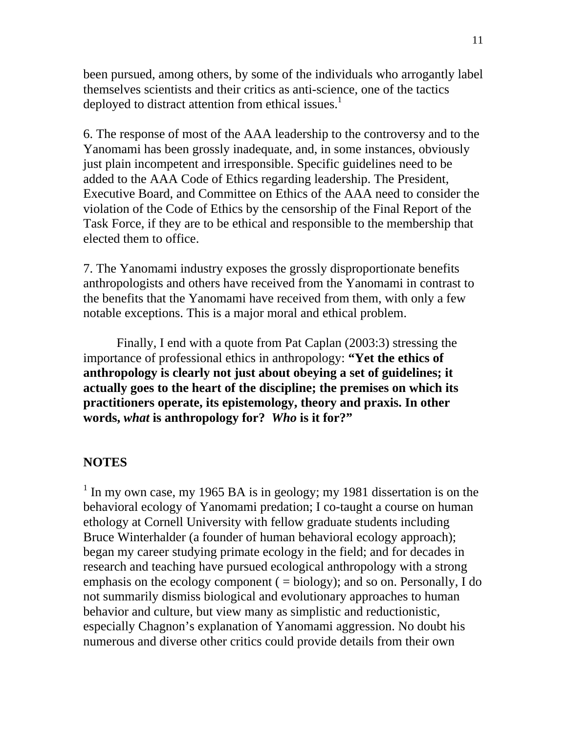been pursued, among others, by some of the individuals who arrogantly label themselves scientists and their critics as anti-science, one of the tactics deployed to distract attention from ethical issues.[1]

6. The response of most of the AAA leadership to the controversy and to the Yanomami has been grossly inadequate, and, in some instances, obviously just plain incompetent and irresponsible. Specific guidelines need to be added to the AAA Code of Ethics regarding leadership. The President, Executive Board, and Committee on Ethics of the AAA need to consider the violation of the Code of Ethics by the censorship of the Final Report of the Task Force, if they are to be ethical and responsible to the membership that elected them to office.

7. The Yanomami industry exposes the grossly disproportionate benefits anthropologists and others have received from the Yanomami in contrast to the benefits that the Yanomami have received from them, with only a few notable exceptions. This is a major moral and ethical problem.

Finally, I end with a quote from Pat Caplan (2003:3) stressing the importance of professional ethics in anthropology: **"Yet the ethics of anthropology is clearly not just about obeying a set of guidelines; it actually goes to the heart of the discipline; the premises on which its practitioners operate, its epistemology, theory and praxis. In other words, *what* is anthropology for? *Who* is it for?"**

## NOTES

[1] In my own case, my 1965 BA is in geology; my 1981 dissertation is on the behavioral ecology of Yanomami predation; I co-taught a course on human ethology at Cornell University with fellow graduate students including Bruce Winterhalder (a founder of human behavioral ecology approach); began my career studying primate ecology in the field; and for decades in research and teaching have pursued ecological anthropology with a strong emphasis on the ecology component ( = biology); and so on. Personally, I do not summarily dismiss biological and evolutionary approaches to human behavior and culture, but view many as simplistic and reductionistic, especially Chagnon's explanation of Yanomami aggression. No doubt his numerous and diverse other critics could provide details from their own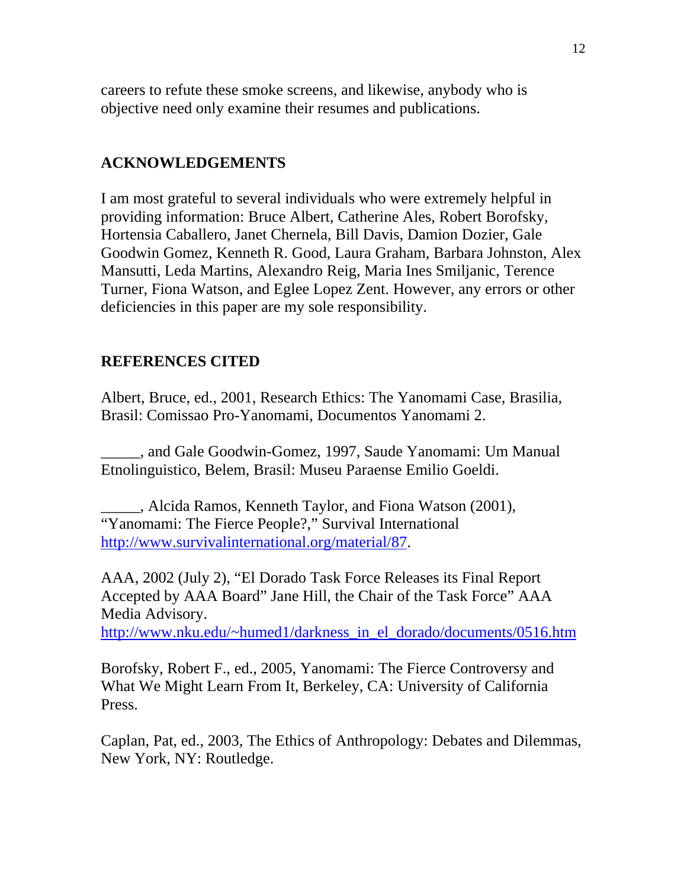careers to refute these smoke screens, and likewise, anybody who is objective need only examine their resumes and publications.

## ACKNOWLEDGEMENTS

I am most grateful to several individuals who were extremely helpful in providing information: Bruce Albert, Catherine Ales, Robert Borofsky, Hortensia Caballero, Janet Chernela, Bill Davis, Damion Dozier, Gale Goodwin Gomez, Kenneth R. Good, Laura Graham, Barbara Johnston, Alex Mansutti, Leda Martins, Alexandro Reig, Maria Ines Smiljanic, Terence Turner, Fiona Watson, and Eglee Lopez Zent. However, any errors or other deficiencies in this paper are my sole responsibility.

## REFERENCES CITED

Albert, Bruce, ed., 2001, Research Ethics: The Yanomami Case, Brasilia, Brasil: Comissao Pro-Yanomami, Documentos Yanomami 2.

_____, and Gale Goodwin-Gomez, 1997, Saude Yanomami: Um Manual Etnolinguistico, Belem, Brasil: Museu Paraense Emilio Goeldi.

_____, Alcida Ramos, Kenneth Taylor, and Fiona Watson (2001), "Yanomami: The Fierce People?," Survival International http://www.survivalinternational.org/material/87.

AAA, 2002 (July 2), "El Dorado Task Force Releases its Final Report Accepted by AAA Board" Jane Hill, the Chair of the Task Force" AAA Media Advisory. http://www.nku.edu/~humed1/darkness_in_el_dorado/documents/0516.htm

Borofsky, Robert F., ed., 2005, Yanomami: The Fierce Controversy and What We Might Learn From It, Berkeley, CA: University of California Press.

Caplan, Pat, ed., 2003, The Ethics of Anthropology: Debates and Dilemmas, New York, NY: Routledge.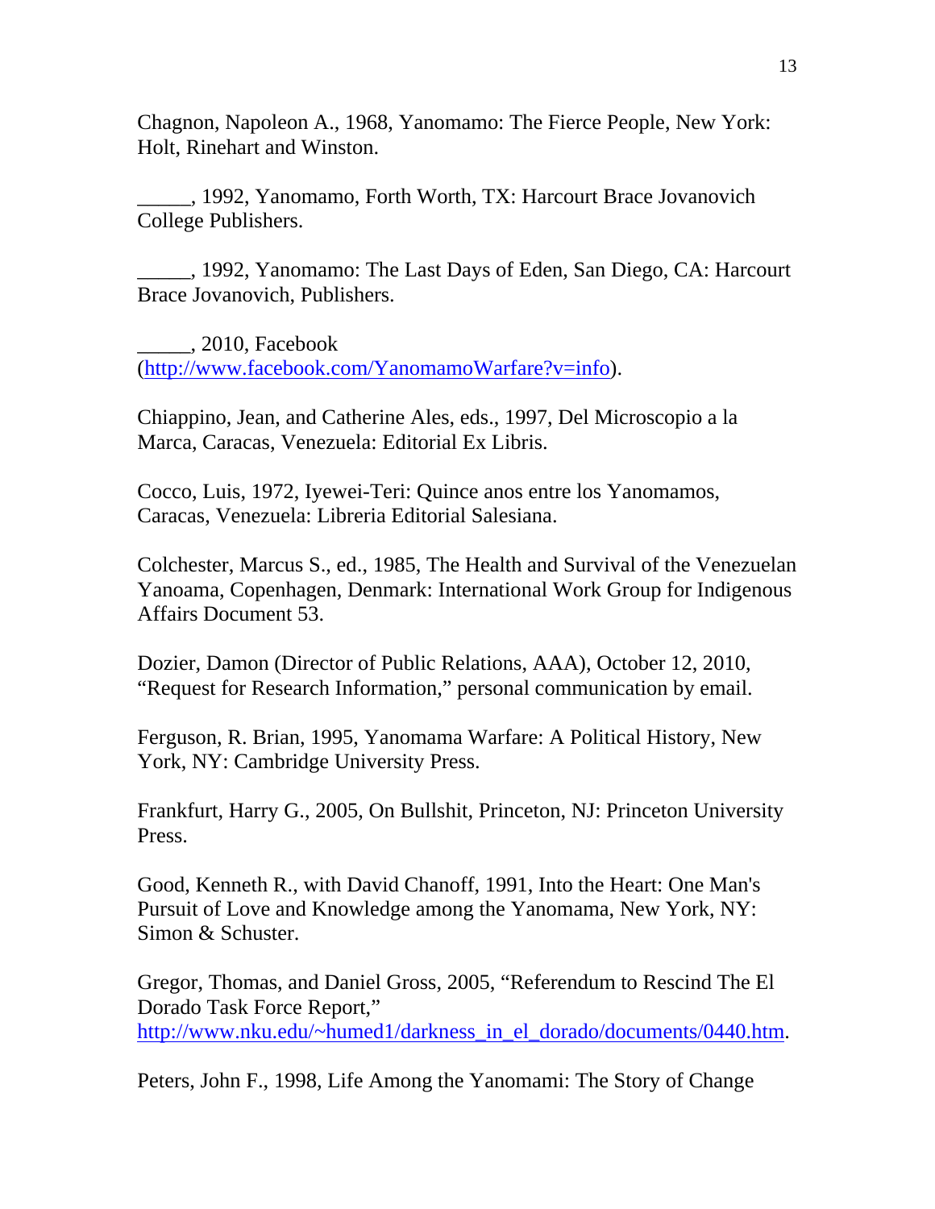Chagnon, Napoleon A., 1968, Yanomamo: The Fierce People, New York: Holt, Rinehart and Winston.

_____, 1992, Yanomamo, Forth Worth, TX: Harcourt Brace Jovanovich College Publishers.

_____, 1992, Yanomamo: The Last Days of Eden, San Diego, CA: Harcourt Brace Jovanovich, Publishers.

_____, 2010, Facebook (http://www.facebook.com/YanomamoWarfare?v=info).

Chiappino, Jean, and Catherine Ales, eds., 1997, Del Microscopio a la Marca, Caracas, Venezuela: Editorial Ex Libris.

Cocco, Luis, 1972, Iyewei-Teri: Quince anos entre los Yanomamos, Caracas, Venezuela: Libreria Editorial Salesiana.

Colchester, Marcus S., ed., 1985, The Health and Survival of the Venezuelan Yanoama, Copenhagen, Denmark: International Work Group for Indigenous Affairs Document 53.

Dozier, Damon (Director of Public Relations, AAA), October 12, 2010, "Request for Research Information," personal communication by email.

Ferguson, R. Brian, 1995, Yanomama Warfare: A Political History, New York, NY: Cambridge University Press.

Frankfurt, Harry G., 2005, On Bullshit, Princeton, NJ: Princeton University Press.

Good, Kenneth R., with David Chanoff, 1991, Into the Heart: One Man's Pursuit of Love and Knowledge among the Yanomama, New York, NY: Simon & Schuster.

Gregor, Thomas, and Daniel Gross, 2005, "Referendum to Rescind The El Dorado Task Force Report," http://www.nku.edu/~humed1/darkness_in_el_dorado/documents/0440.htm.

Peters, John F., 1998, Life Among the Yanomami: The Story of Change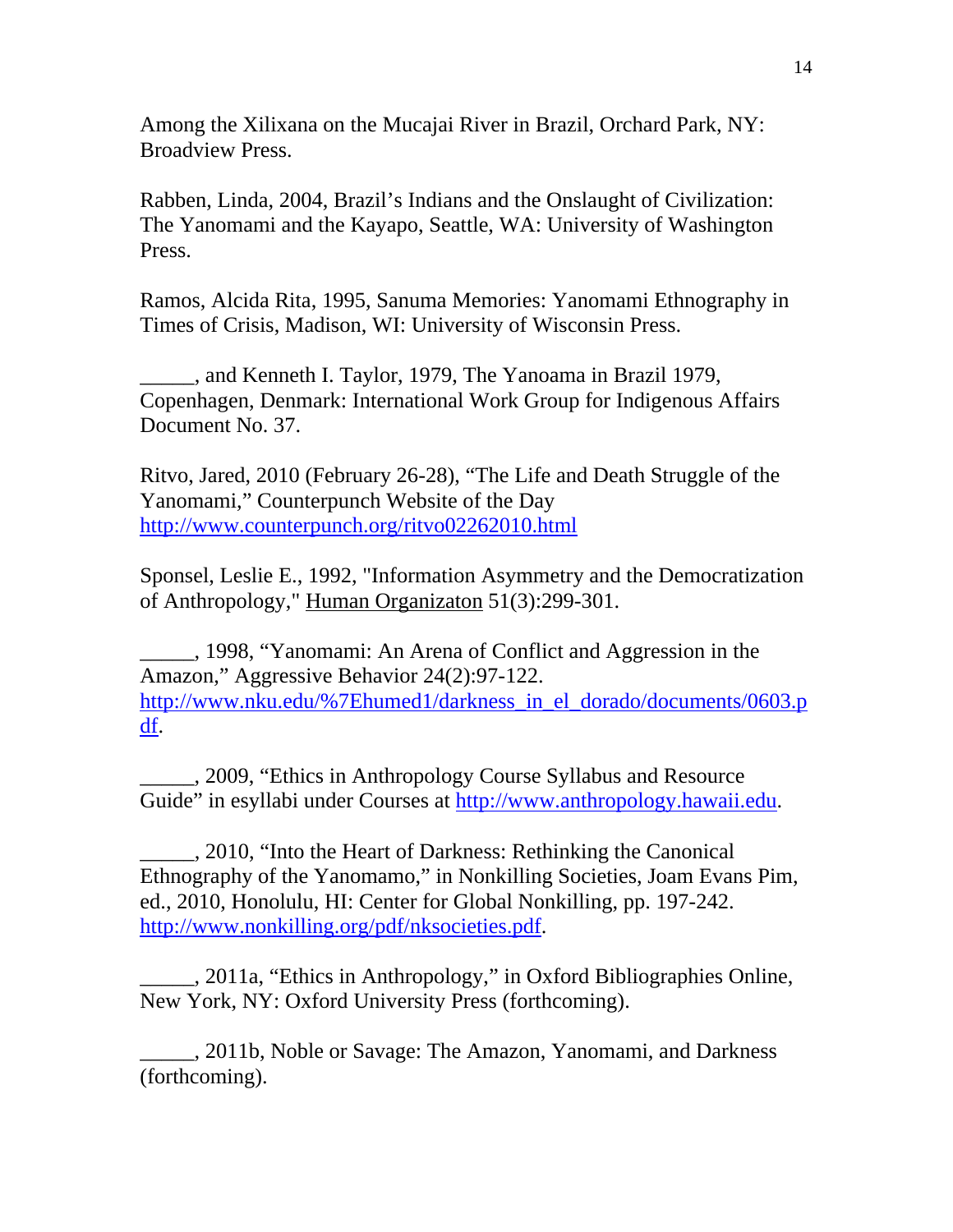Among the Xilixana on the Mucajai River in Brazil, Orchard Park, NY: Broadview Press.

Rabben, Linda, 2004, Brazil's Indians and the Onslaught of Civilization: The Yanomami and the Kayapo, Seattle, WA: University of Washington Press.

Ramos, Alcida Rita, 1995, Sanuma Memories: Yanomami Ethnography in Times of Crisis, Madison, WI: University of Wisconsin Press.

_____, and Kenneth I. Taylor, 1979, The Yanoama in Brazil 1979, Copenhagen, Denmark: International Work Group for Indigenous Affairs Document No. 37.

Ritvo, Jared, 2010 (February 26-28), "The Life and Death Struggle of the Yanomami," Counterpunch Website of the Day http://www.counterpunch.org/ritvo02262010.html

Sponsel, Leslie E., 1992, "Information Asymmetry and the Democratization of Anthropology," Human Organizaton 51(3):299-301.

_____, 1998, "Yanomami: An Arena of Conflict and Aggression in the Amazon," Aggressive Behavior 24(2):97-122. http://www.nku.edu/%7Ehumed1/darkness_in_el_dorado/documents/0603.pdf.

_____, 2009, "Ethics in Anthropology Course Syllabus and Resource Guide" in esyllabi under Courses at http://www.anthropology.hawaii.edu.

_____, 2010, "Into the Heart of Darkness: Rethinking the Canonical Ethnography of the Yanomamo," in Nonkilling Societies, Joam Evans Pim, ed., 2010, Honolulu, HI: Center for Global Nonkilling, pp. 197-242. http://www.nonkilling.org/pdf/nksocieties.pdf.

_____, 2011a, "Ethics in Anthropology," in Oxford Bibliographies Online, New York, NY: Oxford University Press (forthcoming).

_____, 2011b, Noble or Savage: The Amazon, Yanomami, and Darkness (forthcoming).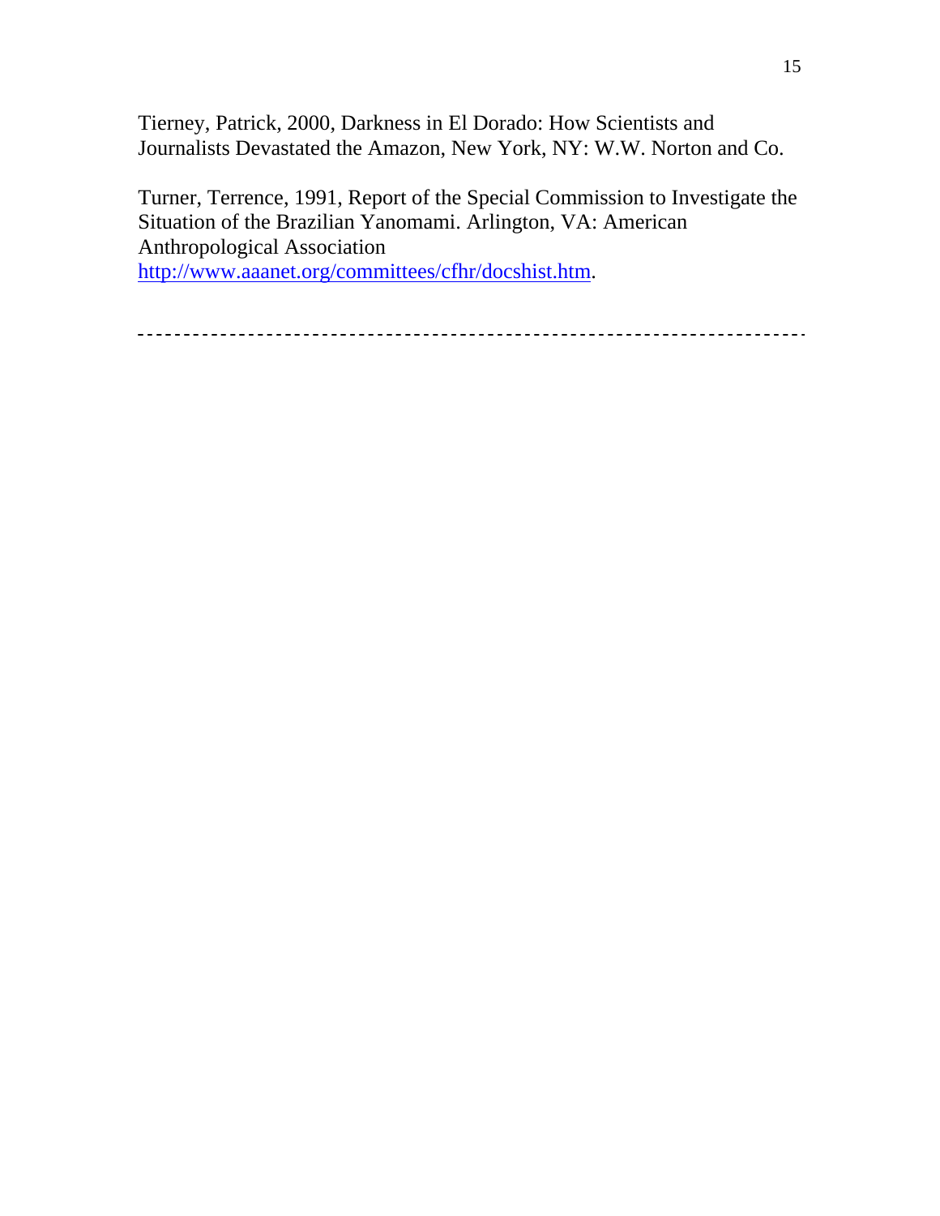Tierney, Patrick, 2000, Darkness in El Dorado: How Scientists and Journalists Devastated the Amazon, New York, NY: W.W. Norton and Co.

Turner, Terrence, 1991, Report of the Special Commission to Investigate the Situation of the Brazilian Yanomami. Arlington, VA: American Anthropological Association http://www.aaanet.org/committees/cfhr/docshist.htm.

---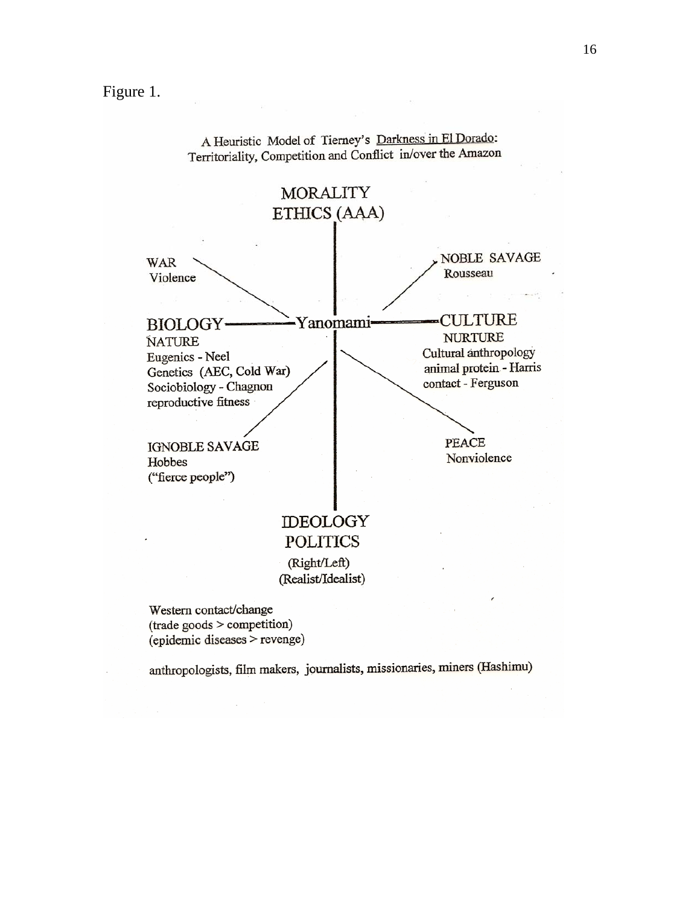Figure 1.

A Heuristic Model of Tierney's Darkness in El Dorado: Territoriality, Competition and Conflict in/over the Amazon

MORALITY
ETHICS (AAA)

WAR
Violence

NOBLE SAVAGE
Rousseau

BIOLOGY—Yanomami—CULTURE

NATURE
Eugenics - Neel
Genetics (AEC, Cold War)
Sociobiology - Chagnon
reproductive fitness

NURTURE
Cultural anthropology
animal protein - Harris
contact - Ferguson

IGNOBLE SAVAGE
Hobbes
("fierce people")

PEACE
Nonviolence

IDEOLOGY
POLITICS
(Right/Left)
(Realist/Idealist)

Western contact/change
(trade goods > competition)
(epidemic diseases > revenge)

anthropologists, film makers, journalists, missionaries, miners (Hashimu)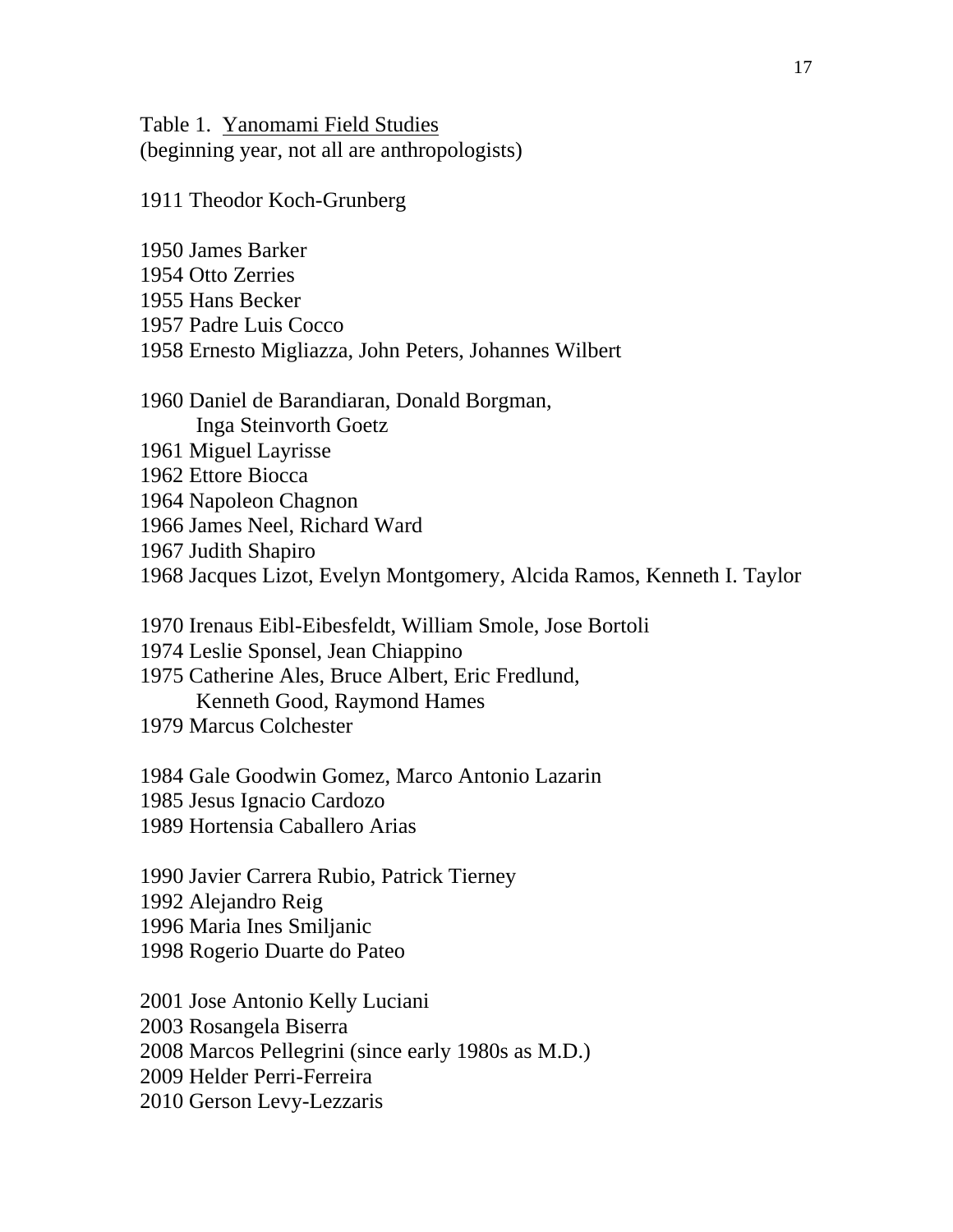Table 1. <u>Yanomami Field Studies</u>
(beginning year, not all are anthropologists)

1911 Theodor Koch-Grunberg

1950 James Barker
1954 Otto Zerries
1955 Hans Becker
1957 Padre Luis Cocco
1958 Ernesto Migliazza, John Peters, Johannes Wilbert

1960 Daniel de Barandiaran, Donald Borgman,
Inga Steinvorth Goetz
1961 Miguel Layrisse
1962 Ettore Biocca
1964 Napoleon Chagnon
1966 James Neel, Richard Ward
1967 Judith Shapiro
1968 Jacques Lizot, Evelyn Montgomery, Alcida Ramos, Kenneth I. Taylor

1970 Irenaus Eibl-Eibesfeldt, William Smole, Jose Bortoli
1974 Leslie Sponsel, Jean Chiappino
1975 Catherine Ales, Bruce Albert, Eric Fredlund,
Kenneth Good, Raymond Hames
1979 Marcus Colchester

1984 Gale Goodwin Gomez, Marco Antonio Lazarin
1985 Jesus Ignacio Cardozo
1989 Hortensia Caballero Arias

1990 Javier Carrera Rubio, Patrick Tierney
1992 Alejandro Reig
1996 Maria Ines Smiljanic
1998 Rogerio Duarte do Pateo

2001 Jose Antonio Kelly Luciani
2003 Rosangela Biserra
2008 Marcos Pellegrini (since early 1980s as M.D.)
2009 Helder Perri-Ferreira
2010 Gerson Levy-Lezzaris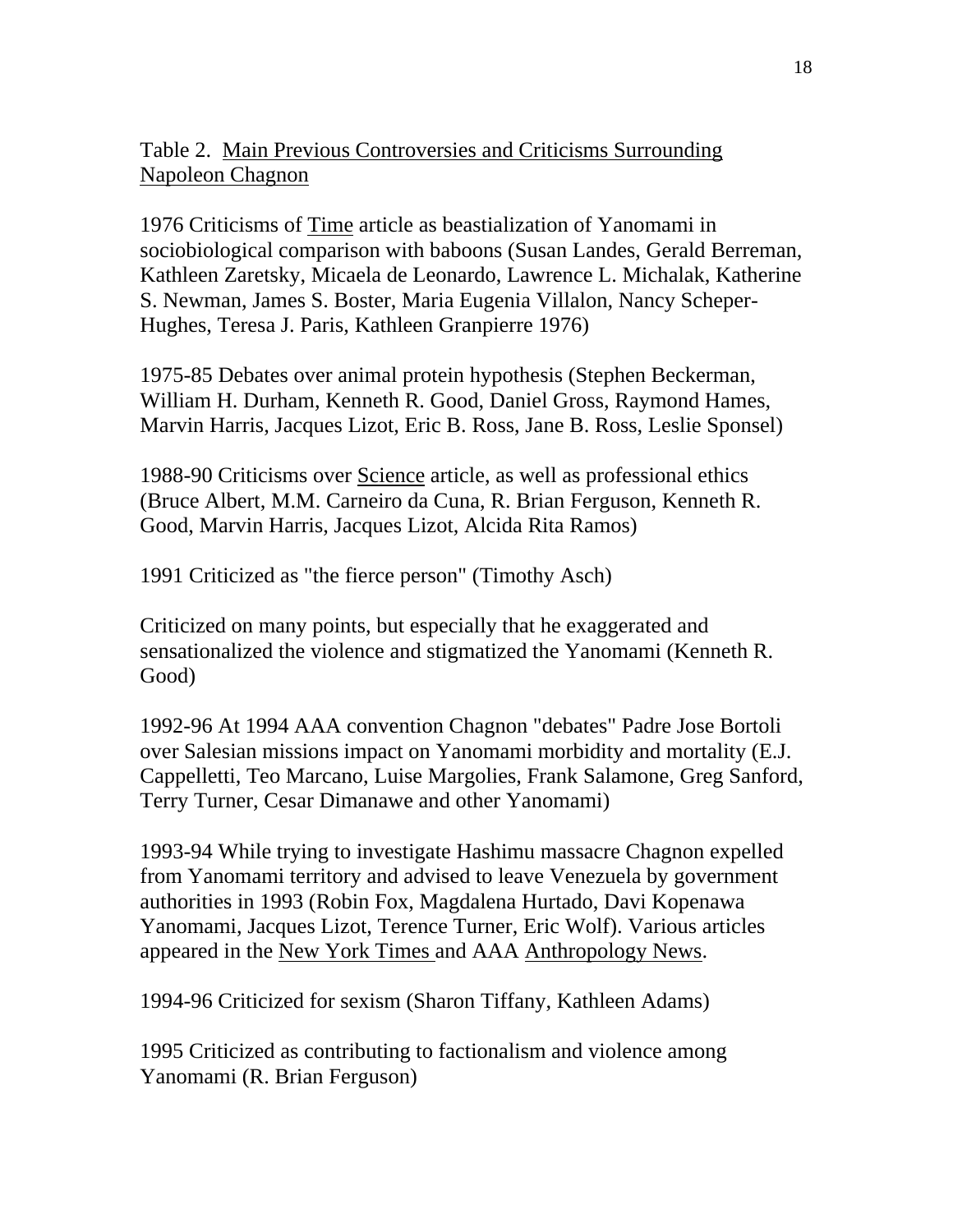Table 2. Main Previous Controversies and Criticisms Surrounding Napoleon Chagnon

1976 Criticisms of Time article as beastialization of Yanomami in sociobiological comparison with baboons (Susan Landes, Gerald Berreman, Kathleen Zaretsky, Micaela de Leonardo, Lawrence L. Michalak, Katherine S. Newman, James S. Boster, Maria Eugenia Villalon, Nancy Scheper-Hughes, Teresa J. Paris, Kathleen Granpierre 1976)

1975-85 Debates over animal protein hypothesis (Stephen Beckerman, William H. Durham, Kenneth R. Good, Daniel Gross, Raymond Hames, Marvin Harris, Jacques Lizot, Eric B. Ross, Jane B. Ross, Leslie Sponsel)

1988-90 Criticisms over Science article, as well as professional ethics (Bruce Albert, M.M. Carneiro da Cuna, R. Brian Ferguson, Kenneth R. Good, Marvin Harris, Jacques Lizot, Alcida Rita Ramos)

1991 Criticized as "the fierce person" (Timothy Asch)

Criticized on many points, but especially that he exaggerated and sensationalized the violence and stigmatized the Yanomami (Kenneth R. Good)

1992-96 At 1994 AAA convention Chagnon "debates" Padre Jose Bortoli over Salesian missions impact on Yanomami morbidity and mortality (E.J. Cappelletti, Teo Marcano, Luise Margolies, Frank Salamone, Greg Sanford, Terry Turner, Cesar Dimanawe and other Yanomami)

1993-94 While trying to investigate Hashimu massacre Chagnon expelled from Yanomami territory and advised to leave Venezuela by government authorities in 1993 (Robin Fox, Magdalena Hurtado, Davi Kopenawa Yanomami, Jacques Lizot, Terence Turner, Eric Wolf). Various articles appeared in the New York Times and AAA Anthropology News.

1994-96 Criticized for sexism (Sharon Tiffany, Kathleen Adams)

1995 Criticized as contributing to factionalism and violence among Yanomami (R. Brian Ferguson)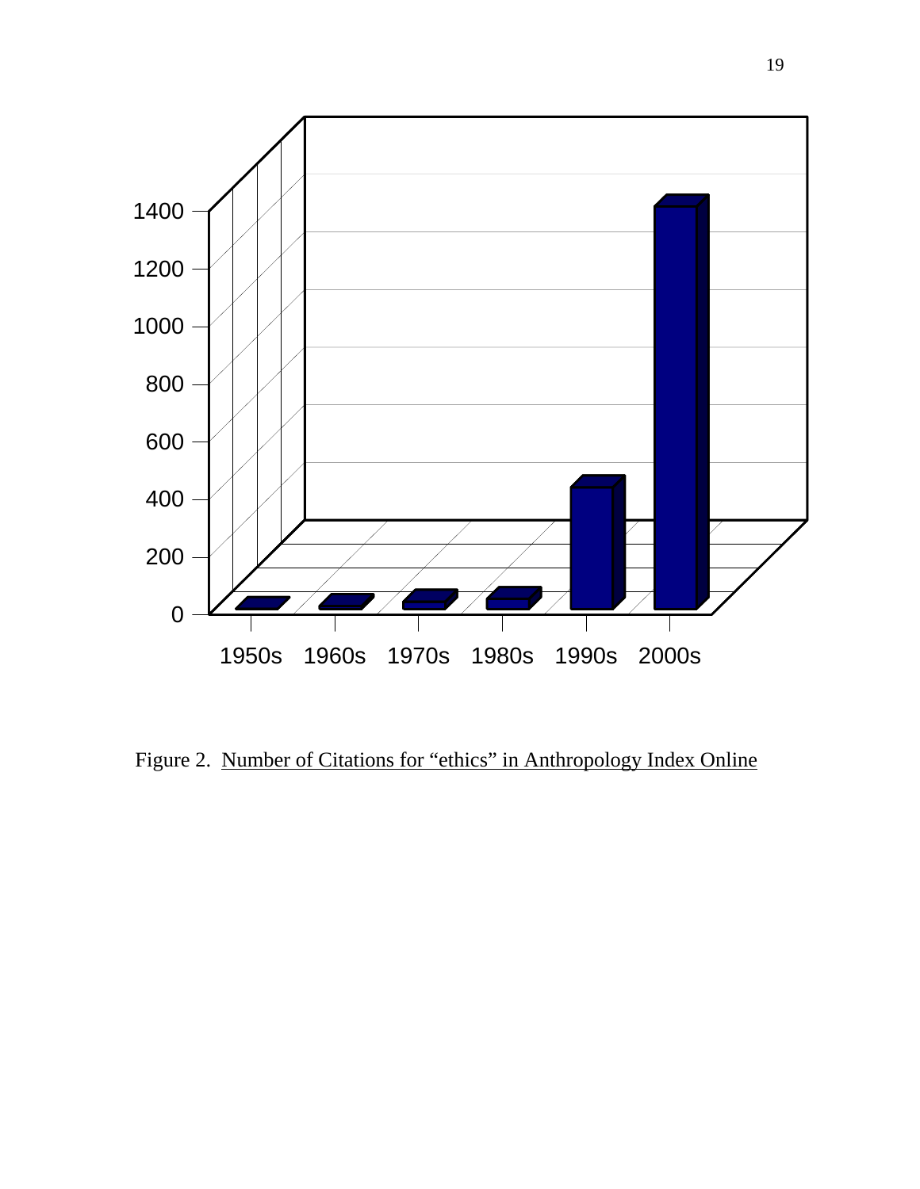1400

1200

1000

800

600

400

200

0

1950s 1960s 1970s 1980s 1990s 2000s

Figure 2. Number of Citations for “ethics” in Anthropology Index Online